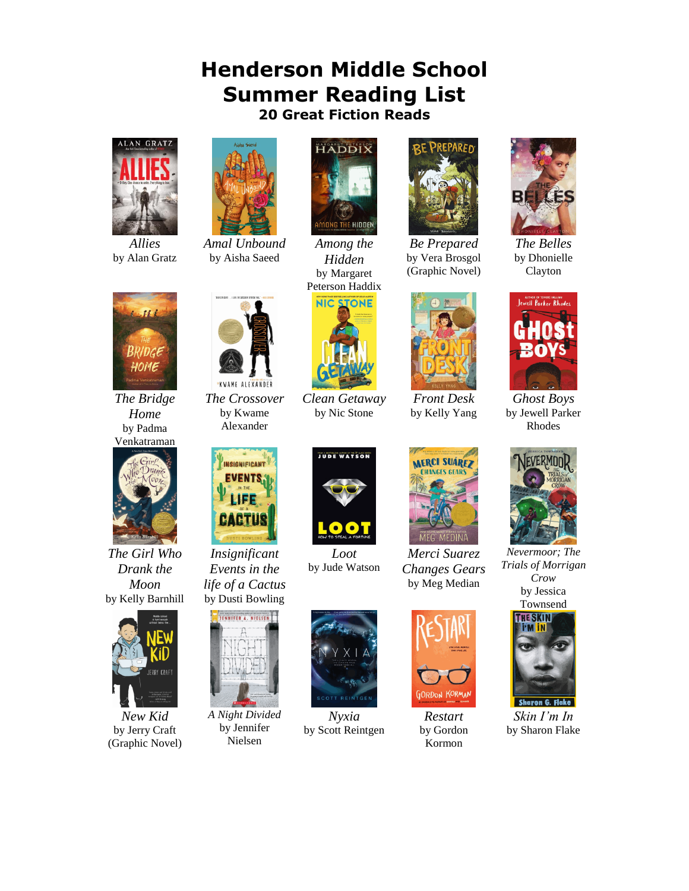# Henderson Middle School Summer Reading List

### 20 Great Fiction Reads

*Allies*
by Alan Gratz

*Amal Unbound*
by Aisha Saeed

*Among the Hidden*
by Margaret Peterson Haddix

*Be Prepared*
by Vera Brosgol
(Graphic Novel)

*The Belles*
by Dhonielle Clayton

*The Bridge Home*
by Padma Venkatraman

*The Crossover*
by Kwame Alexander

*Clean Getaway*
by Nic Stone

*Front Desk*
by Kelly Yang

*Ghost Boys*
by Jewell Parker Rhodes

*The Girl Who Drank the Moon*
by Kelly Barnhill

*Insignificant Events in the life of a Cactus*
by Dusti Bowling

*Loot*
by Jude Watson

*Merci Suarez Changes Gears*
by Meg Median

*Nevermoor; The Trials of Morrigan Crow*
by Jessica Townsend

*New Kid*
by Jerry Craft
(Graphic Novel)

*A Night Divided*
by Jennifer Nielsen

*Nyxia*
by Scott Reintgen

*Restart*
by Gordon Kormon

*Skin I'm In*
by Sharon Flake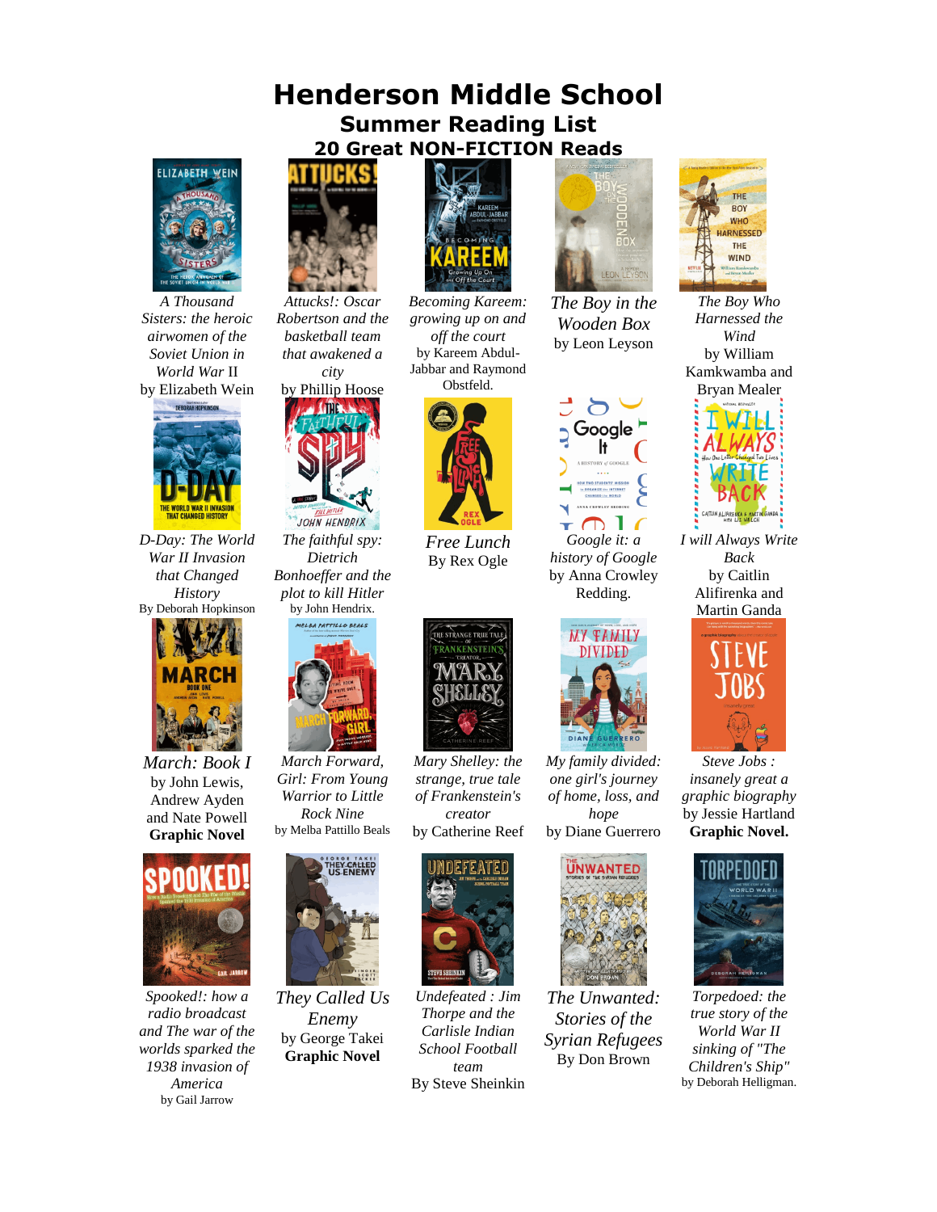# Henderson Middle School

## Summer Reading List

### 20 Great NON-FICTION Reads

*A Thousand Sisters: the heroic airwomen of the Soviet Union in World War II*
by Elizabeth Wein

*Attucks!: Oscar Robertson and the basketball team that awakened a city*
by Phillip Hoose

*Becoming Kareem: growing up on and off the court*
by Kareem Abdul-Jabbar and Raymond Obstfeld.

*The Boy in the Wooden Box*
by Leon Leyson

*The Boy Who Harnessed the Wind*
by William Kamkwamba and Bryan Mealer

*D-Day: The World War II Invasion that Changed History*
By Deborah Hopkinson

*The faithful spy: Dietrich Bonhoeffer and the plot to kill Hitler*
by John Hendrix.

*Free Lunch*
By Rex Ogle

*Google it: a history of Google*
by Anna Crowley Redding.

*I will Always Write Back*
by Caitlin Alifirenka and Martin Ganda

*March: Book I*
by John Lewis, Andrew Ayden and Nate Powell
**Graphic Novel**

*March Forward, Girl: From Young Warrior to Little Rock Nine*
by Melba Pattillo Beals

*Mary Shelley: the strange, true tale of Frankenstein's creator*
by Catherine Reef

*My family divided: one girl's journey of home, loss, and hope*
by Diane Guerrero

*Steve Jobs : insanely great a graphic biography*
by Jessie Hartland
**Graphic Novel.**

*Spooked!: how a radio broadcast and The war of the worlds sparked the 1938 invasion of America*
by Gail Jarrow

*They Called Us Enemy*
by George Takei
**Graphic Novel**

*Undefeated : Jim Thorpe and the Carlisle Indian School Football team*
By Steve Sheinkin

*The Unwanted: Stories of the Syrian Refugees*
By Don Brown

*Torpedoed: the true story of the World War II sinking of "The Children's Ship"*
by Deborah Helligman.